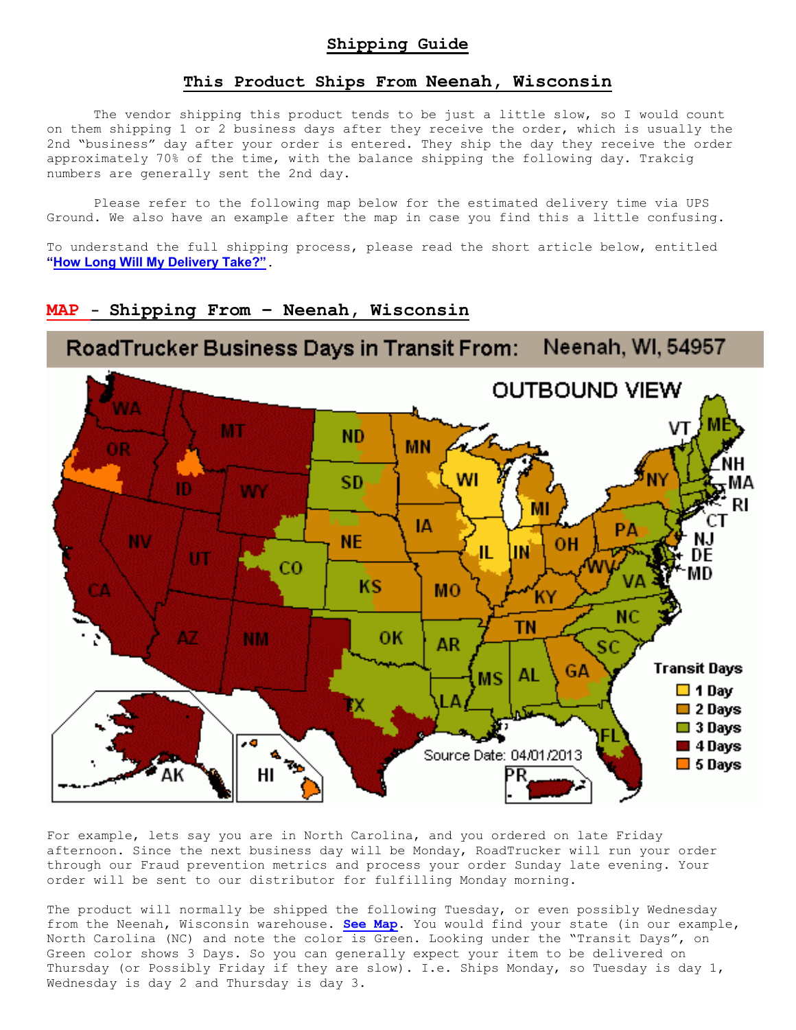# Shipping Guide

## This Product Ships From Neenah, Wisconsin

The vendor shipping this product tends to be just a little slow, so I would count on them shipping 1 or 2 business days after they receive the order, which is usually the 2nd "business" day after your order is entered. They ship the day they receive the order approximately 70% of the time, with the balance shipping the following day. Trakcig numbers are generally sent the 2nd day.

Please refer to the following map below for the estimated delivery time via UPS Ground. We also have an example after the map in case you find this a little confusing.

To understand the full shipping process, please read the short article below, entitled **"How Long Will My Delivery Take?"**.

## MAP - Shipping From – Neenah, Wisconsin

For example, lets say you are in North Carolina, and you ordered on late Friday afternoon. Since the next business day will be Monday, RoadTrucker will run your order through our Fraud prevention metrics and process your order Sunday late evening. Your order will be sent to our distributor for fulfilling Monday morning.

The product will normally be shipped the following Tuesday, or even possibly Wednesday from the Neenah, Wisconsin warehouse. **See Map**. You would find your state (in our example, North Carolina (NC) and note the color is Green. Looking under the "Transit Days", on Green color shows 3 Days. So you can generally expect your item to be delivered on Thursday (or Possibly Friday if they are slow). I.e. Ships Monday, so Tuesday is day 1, Wednesday is day 2 and Thursday is day 3.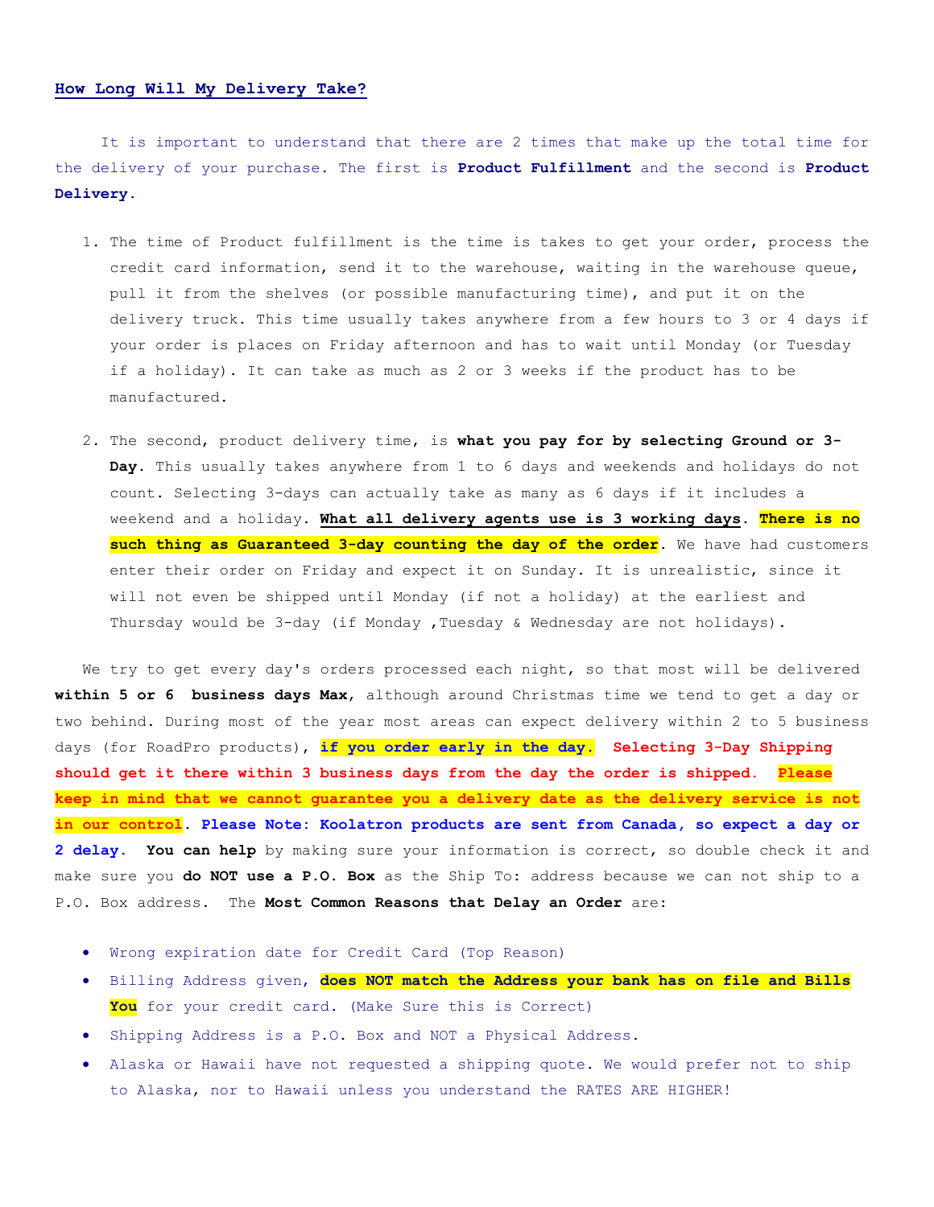## How Long Will My Delivery Take?

It is important to understand that there are 2 times that make up the total time for the delivery of your purchase. The first is **Product Fulfillment** and the second is **Product Delivery**.

1. The time of Product fulfillment is the time is takes to get your order, process the credit card information, send it to the warehouse, waiting in the warehouse queue, pull it from the shelves (or possible manufacturing time), and put it on the delivery truck. This time usually takes anywhere from a few hours to 3 or 4 days if your order is places on Friday afternoon and has to wait until Monday (or Tuesday if a holiday). It can take as much as 2 or 3 weeks if the product has to be manufactured.

2. The second, product delivery time, is **what you pay for by selecting Ground or 3-Day**. This usually takes anywhere from 1 to 6 days and weekends and holidays do not count. Selecting 3-days can actually take as many as 6 days if it includes a weekend and a holiday. **What all delivery agents use is 3 working days**. **There is no such thing as Guaranteed 3-day counting the day of the order**. We have had customers enter their order on Friday and expect it on Sunday. It is unrealistic, since it will not even be shipped until Monday (if not a holiday) at the earliest and Thursday would be 3-day (if Monday ,Tuesday & Wednesday are not holidays).

We try to get every day's orders processed each night, so that most will be delivered **within 5 or 6 business days Max**, although around Christmas time we tend to get a day or two behind. During most of the year most areas can expect delivery within 2 to 5 business days (for RoadPro products), **if you order early in the day.** **Selecting 3-Day Shipping should get it there within 3 business days from the day the order is shipped.** **Please keep in mind that we cannot guarantee you a delivery date as the delivery service is not in our control**. **Please Note: Koolatron products are sent from Canada, so expect a day or 2 delay.** **You can help** by making sure your information is correct, so double check it and make sure you **do NOT use a P.O. Box** as the Ship To: address because we can not ship to a P.O. Box address. The **Most Common Reasons that Delay an Order** are:

- Wrong expiration date for Credit Card (Top Reason)
- Billing Address given, **does NOT match the Address your bank has on file and Bills You** for your credit card. (Make Sure this is Correct)
- Shipping Address is a P.O. Box and NOT a Physical Address.
- Alaska or Hawaii have not requested a shipping quote. We would prefer not to ship to Alaska, nor to Hawaii unless you understand the RATES ARE HIGHER!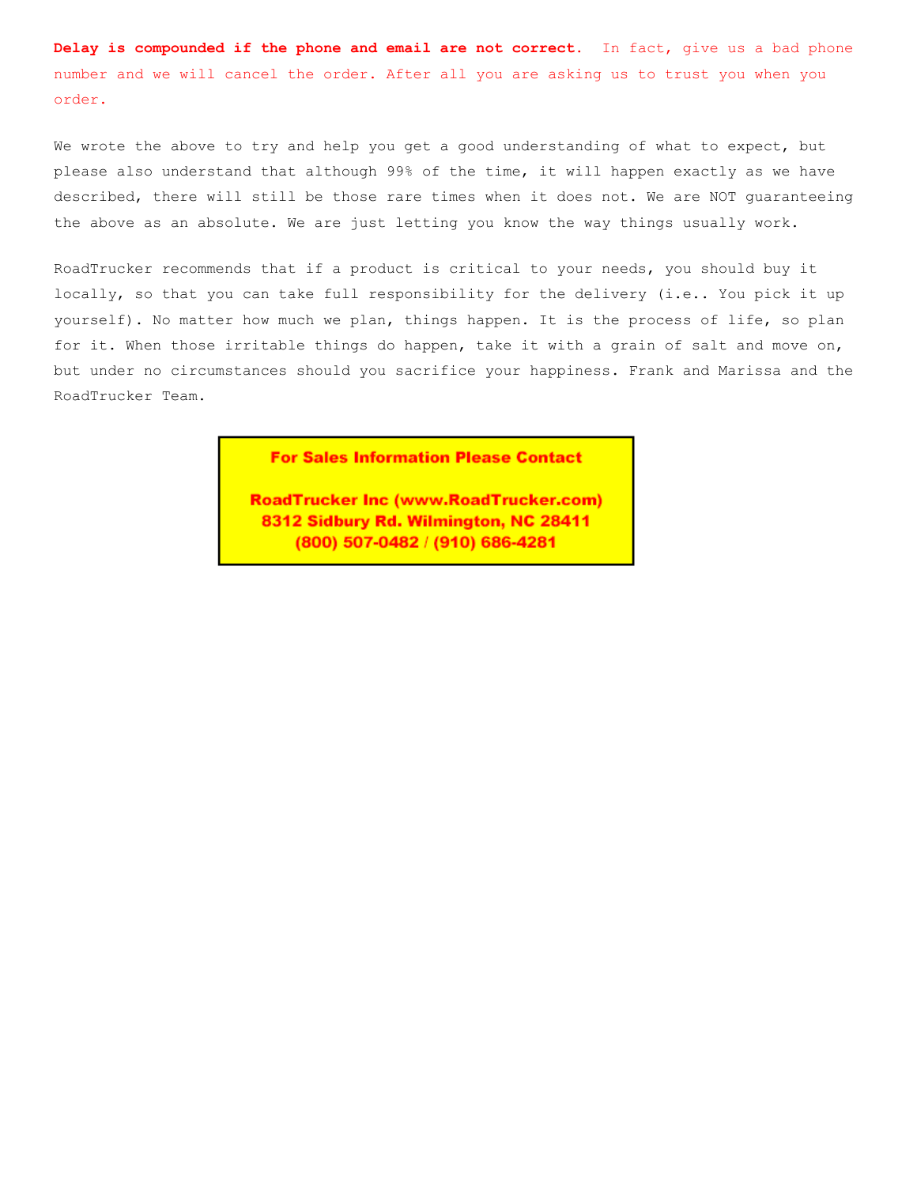**Delay is compounded if the phone and email are not correct.** In fact, give us a bad phone number and we will cancel the order. After all you are asking us to trust you when you order.

We wrote the above to try and help you get a good understanding of what to expect, but please also understand that although 99% of the time, it will happen exactly as we have described, there will still be those rare times when it does not. We are NOT guaranteeing the above as an absolute. We are just letting you know the way things usually work.

RoadTrucker recommends that if a product is critical to your needs, you should buy it locally, so that you can take full responsibility for the delivery (i.e.. You pick it up yourself). No matter how much we plan, things happen. It is the process of life, so plan for it. When those irritable things do happen, take it with a grain of salt and move on, but under no circumstances should you sacrifice your happiness. Frank and Marissa and the RoadTrucker Team.

**For Sales Information Please Contact**

**RoadTrucker Inc (www.RoadTrucker.com)**
**8312 Sidbury Rd. Wilmington, NC 28411**
**(800) 507-0482 / (910) 686-4281**